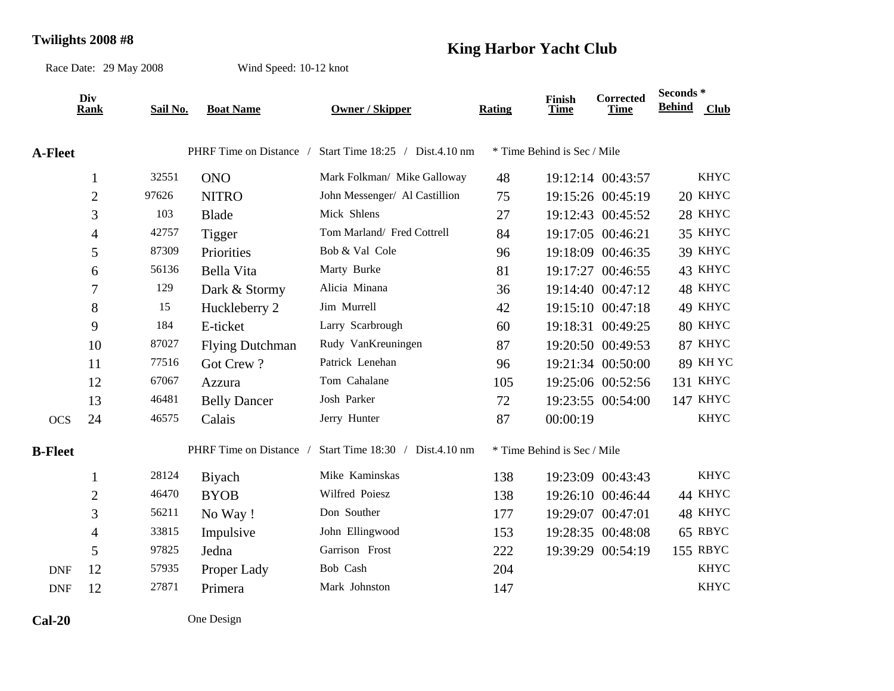**Twilights 2008 #8**

# King Harbor Yacht Club

Race Date: 29 May 2008 Wind Speed: 10-12 knot

| | Div Rank | Sail No. | Boat Name | Owner / Skipper | Rating | Finish Time | Corrected Time | Seconds * Behind | Club |
|---|---|---|---|---|---|---|---|---|---|
| **A-Fleet** | | | PHRF Time on Distance / Start Time 18:25 / Dist.4.10 nm | | * Time Behind is Sec / Mile | | | | |
| | 1 | 32551 | ONO | Mark Folkman/ Mike Galloway | 48 | 19:12:14 | 00:43:57 | | KHYC |
| | 2 | 97626 | NITRO | John Messenger/ Al Castillion | 75 | 19:15:26 | 00:45:19 | 20 | KHYC |
| | 3 | 103 | Blade | Mick Shlens | 27 | 19:12:43 | 00:45:52 | 28 | KHYC |
| | 4 | 42757 | Tigger | Tom Marland/ Fred Cottrell | 84 | 19:17:05 | 00:46:21 | 35 | KHYC |
| | 5 | 87309 | Priorities | Bob & Val Cole | 96 | 19:18:09 | 00:46:35 | 39 | KHYC |
| | 6 | 56136 | Bella Vita | Marty Burke | 81 | 19:17:27 | 00:46:55 | 43 | KHYC |
| | 7 | 129 | Dark & Stormy | Alicia Minana | 36 | 19:14:40 | 00:47:12 | 48 | KHYC |
| | 8 | 15 | Huckleberry 2 | Jim Murrell | 42 | 19:15:10 | 00:47:18 | 49 | KHYC |
| | 9 | 184 | E-ticket | Larry Scarbrough | 60 | 19:18:31 | 00:49:25 | 80 | KHYC |
| | 10 | 87027 | Flying Dutchman | Rudy VanKreuningen | 87 | 19:20:50 | 00:49:53 | 87 | KHYC |
| | 11 | 77516 | Got Crew ? | Patrick Lenehan | 96 | 19:21:34 | 00:50:00 | 89 | KH YC |
| | 12 | 67067 | Azzura | Tom Cahalane | 105 | 19:25:06 | 00:52:56 | 131 | KHYC |
| | 13 | 46481 | Belly Dancer | Josh Parker | 72 | 19:23:55 | 00:54:00 | 147 | KHYC |
| OCS | 24 | 46575 | Calais | Jerry Hunter | 87 | 00:00:19 | | | KHYC |
| **B-Fleet** | | | PHRF Time on Distance / Start Time 18:30 / Dist.4.10 nm | | * Time Behind is Sec / Mile | | | | |
| | 1 | 28124 | Biyach | Mike Kaminskas | 138 | 19:23:09 | 00:43:43 | | KHYC |
| | 2 | 46470 | BYOB | Wilfred Poiesz | 138 | 19:26:10 | 00:46:44 | 44 | KHYC |
| | 3 | 56211 | No Way ! | Don Souther | 177 | 19:29:07 | 00:47:01 | 48 | KHYC |
| | 4 | 33815 | Impulsive | John Ellingwood | 153 | 19:28:35 | 00:48:08 | 65 | RBYC |
| | 5 | 97825 | Jedna | Garrison Frost | 222 | 19:39:29 | 00:54:19 | 155 | RBYC |
| DNF | 12 | 57935 | Proper Lady | Bob Cash | 204 | | | | KHYC |
| DNF | 12 | 27871 | Primera | Mark Johnston | 147 | | | | KHYC |
| **Cal-20** | | | One Design | | | | | | |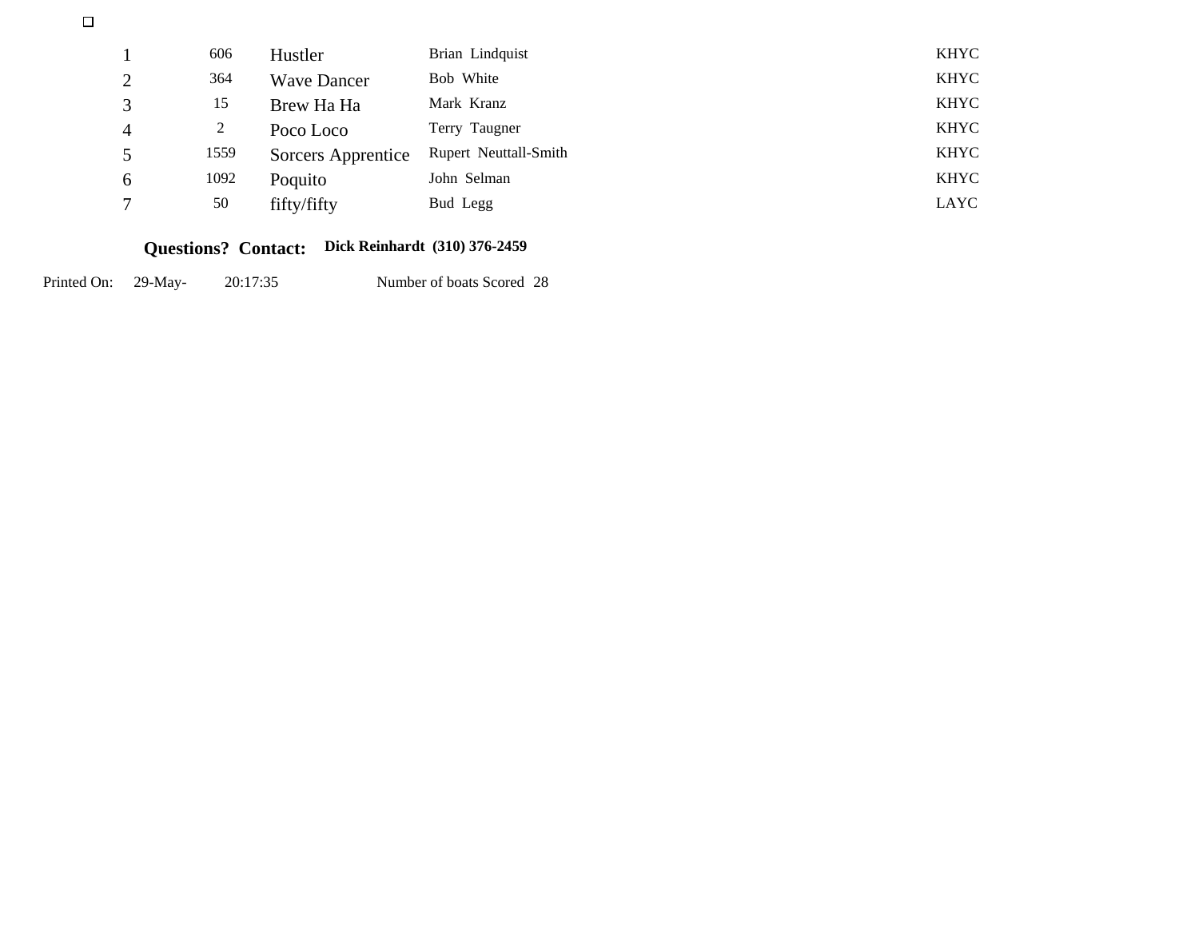| | | | | |
|---|---|---|---|---|
| 1 | 606 | Hustler | Brian Lindquist | KHYC |
| 2 | 364 | Wave Dancer | Bob White | KHYC |
| 3 | 15 | Brew Ha Ha | Mark Kranz | KHYC |
| 4 | 2 | Poco Loco | Terry Taugner | KHYC |
| 5 | 1559 | Sorcers Apprentice | Rupert Neuttall-Smith | KHYC |
| 6 | 1092 | Poquito | John Selman | KHYC |
| 7 | 50 | fifty/fifty | Bud Legg | LAYC |

**Questions? Contact:** **Dick Reinhardt (310) 376-2459**

Printed On: 29-May- 20:17:35 Number of boats Scored 28